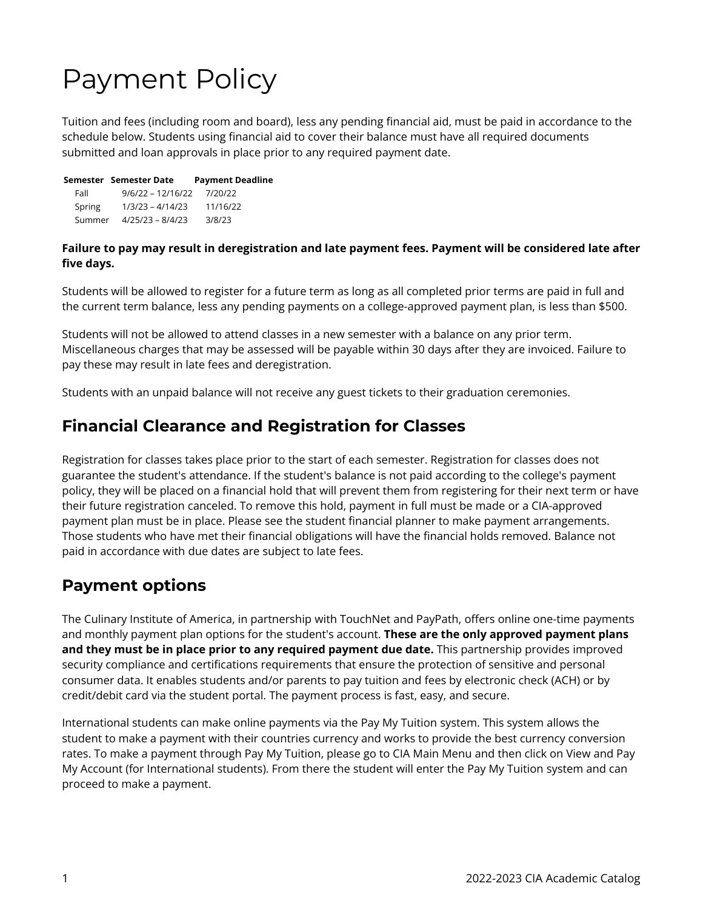# Payment Policy

Tuition and fees (including room and board), less any pending financial aid, must be paid in accordance to the schedule below. Students using financial aid to cover their balance must have all required documents submitted and loan approvals in place prior to any required payment date.

| Semester | Semester Date | Payment Deadline |
|---|---|---|
| Fall | 9/6/22 – 12/16/22 | 7/20/22 |
| Spring | 1/3/23 – 4/14/23 | 11/16/22 |
| Summer | 4/25/23 – 8/4/23 | 3/8/23 |

**Failure to pay may result in deregistration and late payment fees. Payment will be considered late after five days.**

Students will be allowed to register for a future term as long as all completed prior terms are paid in full and the current term balance, less any pending payments on a college-approved payment plan, is less than $500.

Students will not be allowed to attend classes in a new semester with a balance on any prior term. Miscellaneous charges that may be assessed will be payable within 30 days after they are invoiced. Failure to pay these may result in late fees and deregistration.

Students with an unpaid balance will not receive any guest tickets to their graduation ceremonies.

## Financial Clearance and Registration for Classes

Registration for classes takes place prior to the start of each semester. Registration for classes does not guarantee the student's attendance. If the student's balance is not paid according to the college's payment policy, they will be placed on a financial hold that will prevent them from registering for their next term or have their future registration canceled. To remove this hold, payment in full must be made or a CIA-approved payment plan must be in place. Please see the student financial planner to make payment arrangements. Those students who have met their financial obligations will have the financial holds removed. Balance not paid in accordance with due dates are subject to late fees.

## Payment options

The Culinary Institute of America, in partnership with TouchNet and PayPath, offers online one-time payments and monthly payment plan options for the student's account. **These are the only approved payment plans and they must be in place prior to any required payment due date.** This partnership provides improved security compliance and certifications requirements that ensure the protection of sensitive and personal consumer data. It enables students and/or parents to pay tuition and fees by electronic check (ACH) or by credit/debit card via the student portal. The payment process is fast, easy, and secure.

International students can make online payments via the Pay My Tuition system. This system allows the student to make a payment with their countries currency and works to provide the best currency conversion rates. To make a payment through Pay My Tuition, please go to CIA Main Menu and then click on View and Pay My Account (for International students). From there the student will enter the Pay My Tuition system and can proceed to make a payment.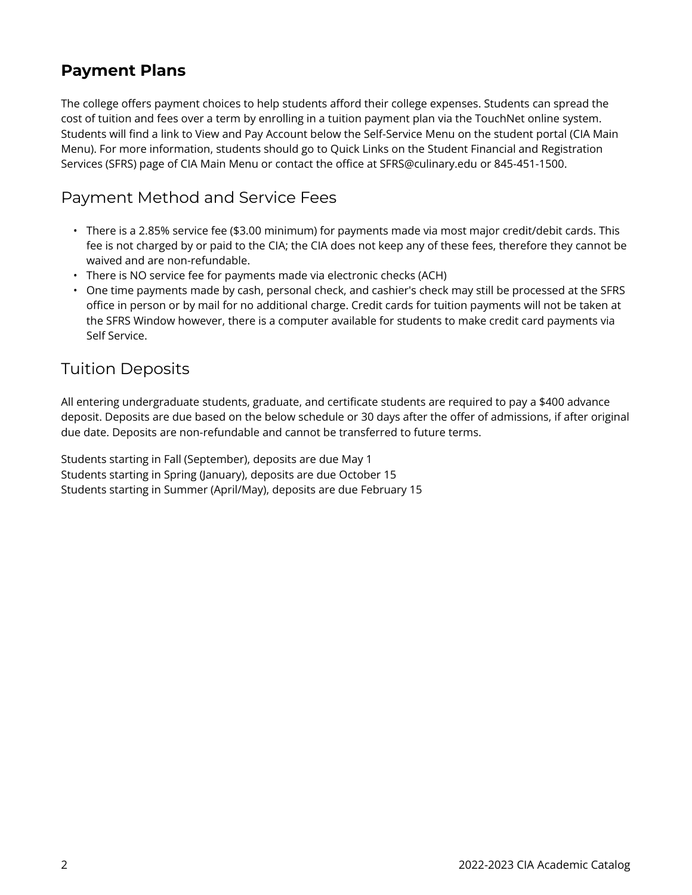## Payment Plans

The college offers payment choices to help students afford their college expenses. Students can spread the cost of tuition and fees over a term by enrolling in a tuition payment plan via the TouchNet online system. Students will find a link to View and Pay Account below the Self-Service Menu on the student portal (CIA Main Menu). For more information, students should go to Quick Links on the Student Financial and Registration Services (SFRS) page of CIA Main Menu or contact the office at SFRS@culinary.edu or 845-451-1500.

### Payment Method and Service Fees

- There is a 2.85% service fee ($3.00 minimum) for payments made via most major credit/debit cards. This fee is not charged by or paid to the CIA; the CIA does not keep any of these fees, therefore they cannot be waived and are non-refundable.
- There is NO service fee for payments made via electronic checks (ACH)
- One time payments made by cash, personal check, and cashier's check may still be processed at the SFRS office in person or by mail for no additional charge. Credit cards for tuition payments will not be taken at the SFRS Window however, there is a computer available for students to make credit card payments via Self Service.

### Tuition Deposits

All entering undergraduate students, graduate, and certificate students are required to pay a $400 advance deposit. Deposits are due based on the below schedule or 30 days after the offer of admissions, if after original due date. Deposits are non-refundable and cannot be transferred to future terms.

Students starting in Fall (September), deposits are due May 1
Students starting in Spring (January), deposits are due October 15
Students starting in Summer (April/May), deposits are due February 15